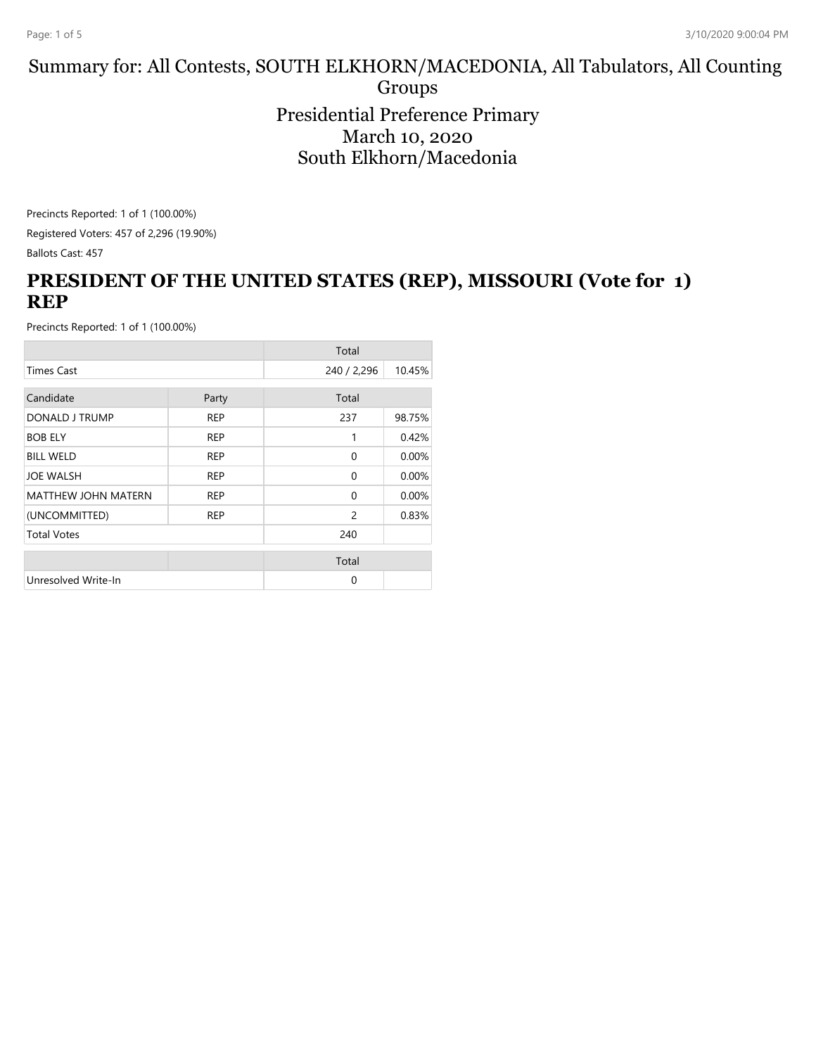# Summary for: All Contests, SOUTH ELKHORN/MACEDONIA, All Tabulators, All Counting Groups

## Presidential Preference Primary
## March 10, 2020
## South Elkhorn/Macedonia

Precincts Reported: 1 of 1 (100.00%)

Registered Voters: 457 of 2,296 (19.90%)

Ballots Cast: 457

## PRESIDENT OF THE UNITED STATES (REP), MISSOURI (Vote for 1) REP

Precincts Reported: 1 of 1 (100.00%)

| | | Total | |
|---|---|---|---|
| Times Cast | | 240 / 2,296 | 10.45% |

| Candidate | Party | Total | |
|---|---|---|---|
| DONALD J TRUMP | REP | 237 | 98.75% |
| BOB ELY | REP | 1 | 0.42% |
| BILL WELD | REP | 0 | 0.00% |
| JOE WALSH | REP | 0 | 0.00% |
| MATTHEW JOHN MATERN | REP | 0 | 0.00% |
| (UNCOMMITTED) | REP | 2 | 0.83% |
| Total Votes | | 240 | |

| | | Total | |
|---|---|---|---|
| Unresolved Write-In | | 0 | |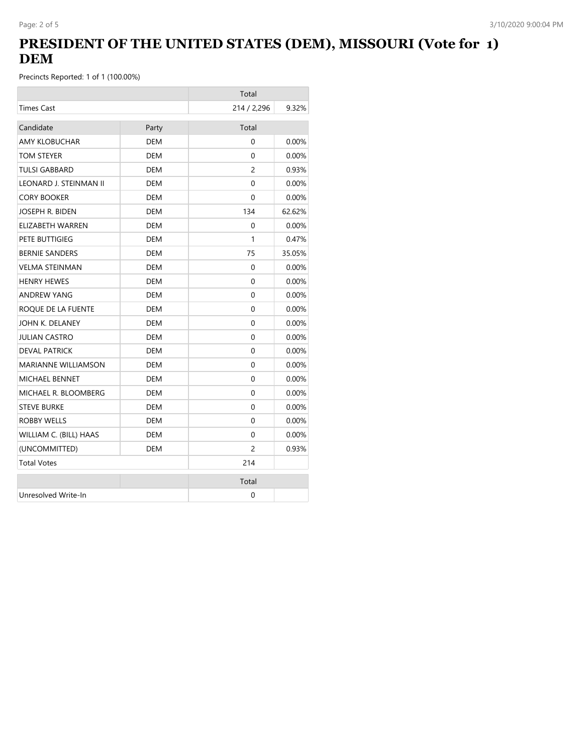# PRESIDENT OF THE UNITED STATES (DEM), MISSOURI (Vote for 1) DEM

Precincts Reported: 1 of 1 (100.00%)

| | | Total | |
|---|---|---|---|
| Times Cast | | 214 / 2,296 | 9.32% |

| Candidate | Party | Total | |
|---|---|---|---|
| AMY KLOBUCHAR | DEM | 0 | 0.00% |
| TOM STEYER | DEM | 0 | 0.00% |
| TULSI GABBARD | DEM | 2 | 0.93% |
| LEONARD J. STEINMAN II | DEM | 0 | 0.00% |
| CORY BOOKER | DEM | 0 | 0.00% |
| JOSEPH R. BIDEN | DEM | 134 | 62.62% |
| ELIZABETH WARREN | DEM | 0 | 0.00% |
| PETE BUTTIGIEG | DEM | 1 | 0.47% |
| BERNIE SANDERS | DEM | 75 | 35.05% |
| VELMA STEINMAN | DEM | 0 | 0.00% |
| HENRY HEWES | DEM | 0 | 0.00% |
| ANDREW YANG | DEM | 0 | 0.00% |
| ROQUE DE LA FUENTE | DEM | 0 | 0.00% |
| JOHN K. DELANEY | DEM | 0 | 0.00% |
| JULIAN CASTRO | DEM | 0 | 0.00% |
| DEVAL PATRICK | DEM | 0 | 0.00% |
| MARIANNE WILLIAMSON | DEM | 0 | 0.00% |
| MICHAEL BENNET | DEM | 0 | 0.00% |
| MICHAEL R. BLOOMBERG | DEM | 0 | 0.00% |
| STEVE BURKE | DEM | 0 | 0.00% |
| ROBBY WELLS | DEM | 0 | 0.00% |
| WILLIAM C. (BILL) HAAS | DEM | 0 | 0.00% |
| (UNCOMMITTED) | DEM | 2 | 0.93% |
| Total Votes | | 214 | |

| | | Total | |
|---|---|---|---|
| Unresolved Write-In | | 0 | |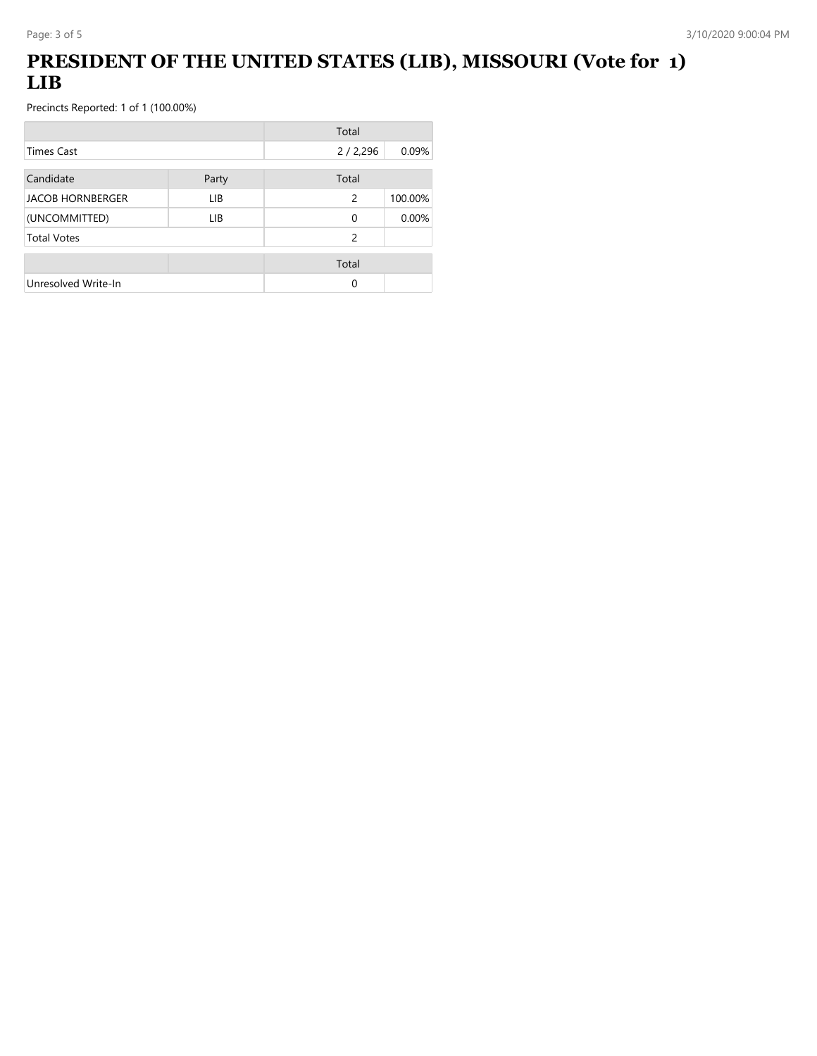# PRESIDENT OF THE UNITED STATES (LIB), MISSOURI (Vote for 1) LIB

Precincts Reported: 1 of 1 (100.00%)

| | Total | |
|---|---|---|
| Times Cast | 2 / 2,296 | 0.09% |

| Candidate | Party | Total | |
|---|---|---|---|
| JACOB HORNBERGER | LIB | 2 | 100.00% |
| (UNCOMMITTED) | LIB | 0 | 0.00% |
| Total Votes | | 2 | |

| | | Total | |
|---|---|---|---|
| Unresolved Write-In | | 0 | |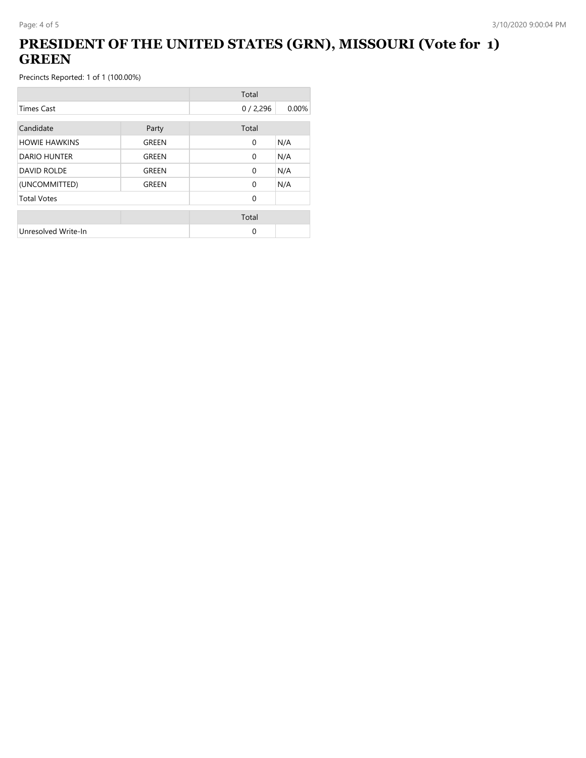# PRESIDENT OF THE UNITED STATES (GRN), MISSOURI (Vote for 1) GREEN

Precincts Reported: 1 of 1 (100.00%)

| | Total | |
|---|---|---|
| Times Cast | 0 / 2,296 | 0.00% |

| Candidate | Party | Total | |
|---|---|---|---|
| HOWIE HAWKINS | GREEN | 0 | N/A |
| DARIO HUNTER | GREEN | 0 | N/A |
| DAVID ROLDE | GREEN | 0 | N/A |
| (UNCOMMITTED) | GREEN | 0 | N/A |
| Total Votes | | 0 | |

| | | Total | |
|---|---|---|---|
| Unresolved Write-In | | 0 | |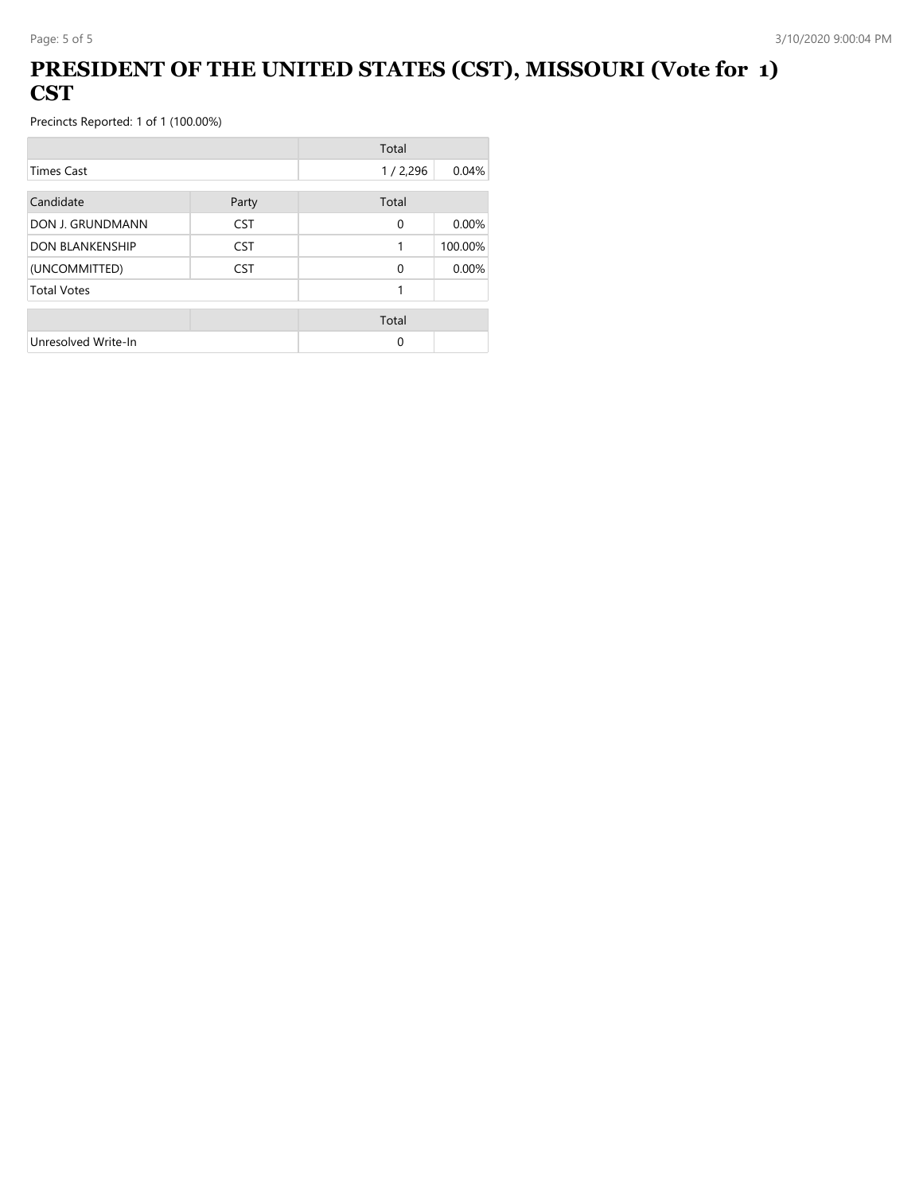# PRESIDENT OF THE UNITED STATES (CST), MISSOURI (Vote for 1) CST

Precincts Reported: 1 of 1 (100.00%)

| | | Total | |
|---|---|---|---|
| Times Cast | | 1 / 2,296 | 0.04% |

| Candidate | Party | Total | |
|---|---|---|---|
| DON J. GRUNDMANN | CST | 0 | 0.00% |
| DON BLANKENSHIP | CST | 1 | 100.00% |
| (UNCOMMITTED) | CST | 0 | 0.00% |
| Total Votes | | 1 | |

| | | Total | |
|---|---|---|---|
| Unresolved Write-In | | 0 | |